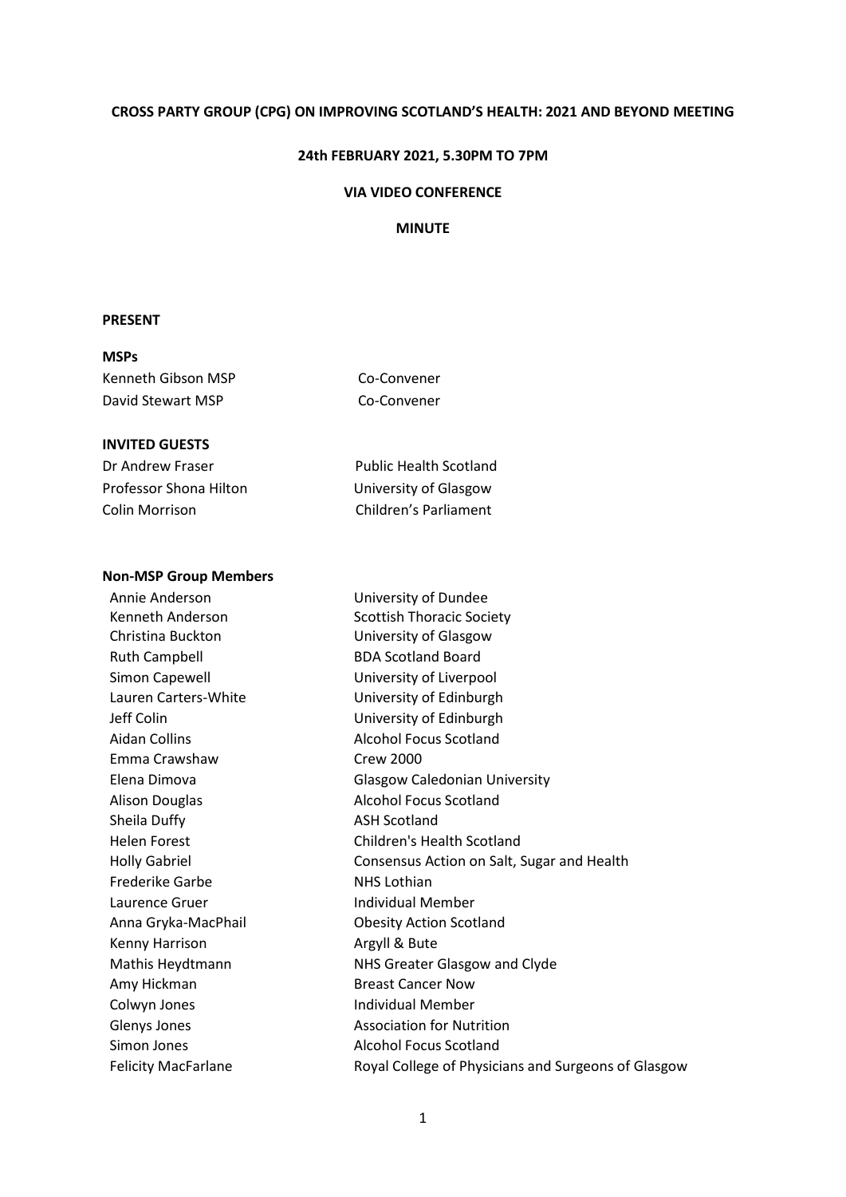**CROSS PARTY GROUP (CPG) ON IMPROVING SCOTLAND'S HEALTH: 2021 AND BEYOND MEETING**

**24th FEBRUARY 2021, 5.30PM TO 7PM**

**VIA VIDEO CONFERENCE**

**MINUTE**

**PRESENT**

**MSPs**

| | |
|---|---|
| Kenneth Gibson MSP | Co-Convener |
| David Stewart MSP | Co-Convener |

**INVITED GUESTS**

| | |
|---|---|
| Dr Andrew Fraser | Public Health Scotland |
| Professor Shona Hilton | University of Glasgow |
| Colin Morrison | Children's Parliament |

**Non-MSP Group Members**

| | |
|---|---|
| Annie Anderson | University of Dundee |
| Kenneth Anderson | Scottish Thoracic Society |
| Christina Buckton | University of Glasgow |
| Ruth Campbell | BDA Scotland Board |
| Simon Capewell | University of Liverpool |
| Lauren Carters-White | University of Edinburgh |
| Jeff Colin | University of Edinburgh |
| Aidan Collins | Alcohol Focus Scotland |
| Emma Crawshaw | Crew 2000 |
| Elena Dimova | Glasgow Caledonian University |
| Alison Douglas | Alcohol Focus Scotland |
| Sheila Duffy | ASH Scotland |
| Helen Forest | Children's Health Scotland |
| Holly Gabriel | Consensus Action on Salt, Sugar and Health |
| Frederike Garbe | NHS Lothian |
| Laurence Gruer | Individual Member |
| Anna Gryka-MacPhail | Obesity Action Scotland |
| Kenny Harrison | Argyll & Bute |
| Mathis Heydtmann | NHS Greater Glasgow and Clyde |
| Amy Hickman | Breast Cancer Now |
| Colwyn Jones | Individual Member |
| Glenys Jones | Association for Nutrition |
| Simon Jones | Alcohol Focus Scotland |
| Felicity MacFarlane | Royal College of Physicians and Surgeons of Glasgow |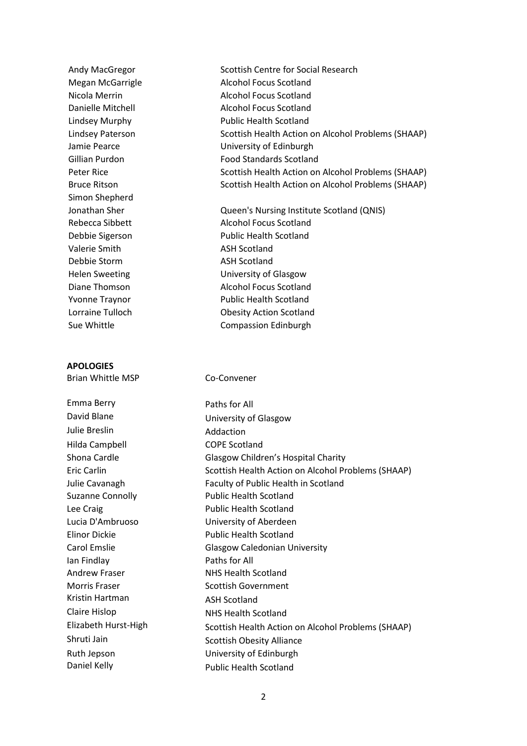| | |
|---|---|
| Andy MacGregor | Scottish Centre for Social Research |
| Megan McGarrigle | Alcohol Focus Scotland |
| Nicola Merrin | Alcohol Focus Scotland |
| Danielle Mitchell | Alcohol Focus Scotland |
| Lindsey Murphy | Public Health Scotland |
| Lindsey Paterson | Scottish Health Action on Alcohol Problems (SHAAP) |
| Jamie Pearce | University of Edinburgh |
| Gillian Purdon | Food Standards Scotland |
| Peter Rice | Scottish Health Action on Alcohol Problems (SHAAP) |
| Bruce Ritson | Scottish Health Action on Alcohol Problems (SHAAP) |
| Simon Shepherd | |
| Jonathan Sher | Queen's Nursing Institute Scotland (QNIS) |
| Rebecca Sibbett | Alcohol Focus Scotland |
| Debbie Sigerson | Public Health Scotland |
| Valerie Smith | ASH Scotland |
| Debbie Storm | ASH Scotland |
| Helen Sweeting | University of Glasgow |
| Diane Thomson | Alcohol Focus Scotland |
| Yvonne Traynor | Public Health Scotland |
| Lorraine Tulloch | Obesity Action Scotland |
| Sue Whittle | Compassion Edinburgh |

**APOLOGIES**

| | |
|---|---|
| Brian Whittle MSP | Co-Convener |
| Emma Berry | Paths for All |
| David Blane | University of Glasgow |
| Julie Breslin | Addaction |
| Hilda Campbell | COPE Scotland |
| Shona Cardle | Glasgow Children's Hospital Charity |
| Eric Carlin | Scottish Health Action on Alcohol Problems (SHAAP) |
| Julie Cavanagh | Faculty of Public Health in Scotland |
| Suzanne Connolly | Public Health Scotland |
| Lee Craig | Public Health Scotland |
| Lucia D'Ambruoso | University of Aberdeen |
| Elinor Dickie | Public Health Scotland |
| Carol Emslie | Glasgow Caledonian University |
| Ian Findlay | Paths for All |
| Andrew Fraser | NHS Health Scotland |
| Morris Fraser | Scottish Government |
| Kristin Hartman | ASH Scotland |
| Claire Hislop | NHS Health Scotland |
| Elizabeth Hurst-High | Scottish Health Action on Alcohol Problems (SHAAP) |
| Shruti Jain | Scottish Obesity Alliance |
| Ruth Jepson | University of Edinburgh |
| Daniel Kelly | Public Health Scotland |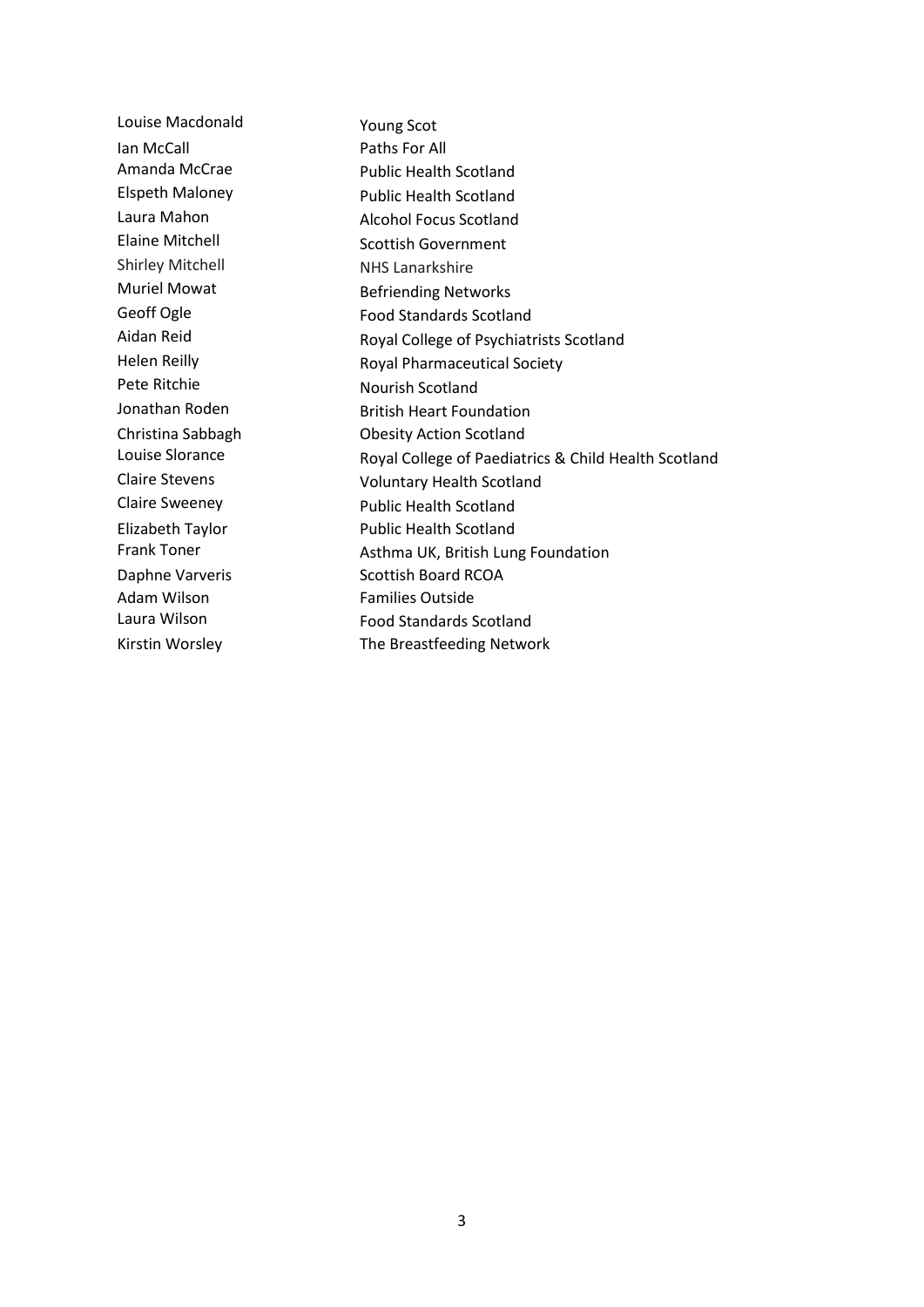| | |
|---|---|
| Louise Macdonald | Young Scot |
| Ian McCall | Paths For All |
| Amanda McCrae | Public Health Scotland |
| Elspeth Maloney | Public Health Scotland |
| Laura Mahon | Alcohol Focus Scotland |
| Elaine Mitchell | Scottish Government |
| Shirley Mitchell | NHS Lanarkshire |
| Muriel Mowat | Befriending Networks |
| Geoff Ogle | Food Standards Scotland |
| Aidan Reid | Royal College of Psychiatrists Scotland |
| Helen Reilly | Royal Pharmaceutical Society |
| Pete Ritchie | Nourish Scotland |
| Jonathan Roden | British Heart Foundation |
| Christina Sabbagh | Obesity Action Scotland |
| Louise Slorance | Royal College of Paediatrics & Child Health Scotland |
| Claire Stevens | Voluntary Health Scotland |
| Claire Sweeney | Public Health Scotland |
| Elizabeth Taylor | Public Health Scotland |
| Frank Toner | Asthma UK, British Lung Foundation |
| Daphne Varveris | Scottish Board RCOA |
| Adam Wilson | Families Outside |
| Laura Wilson | Food Standards Scotland |
| Kirstin Worsley | The Breastfeeding Network |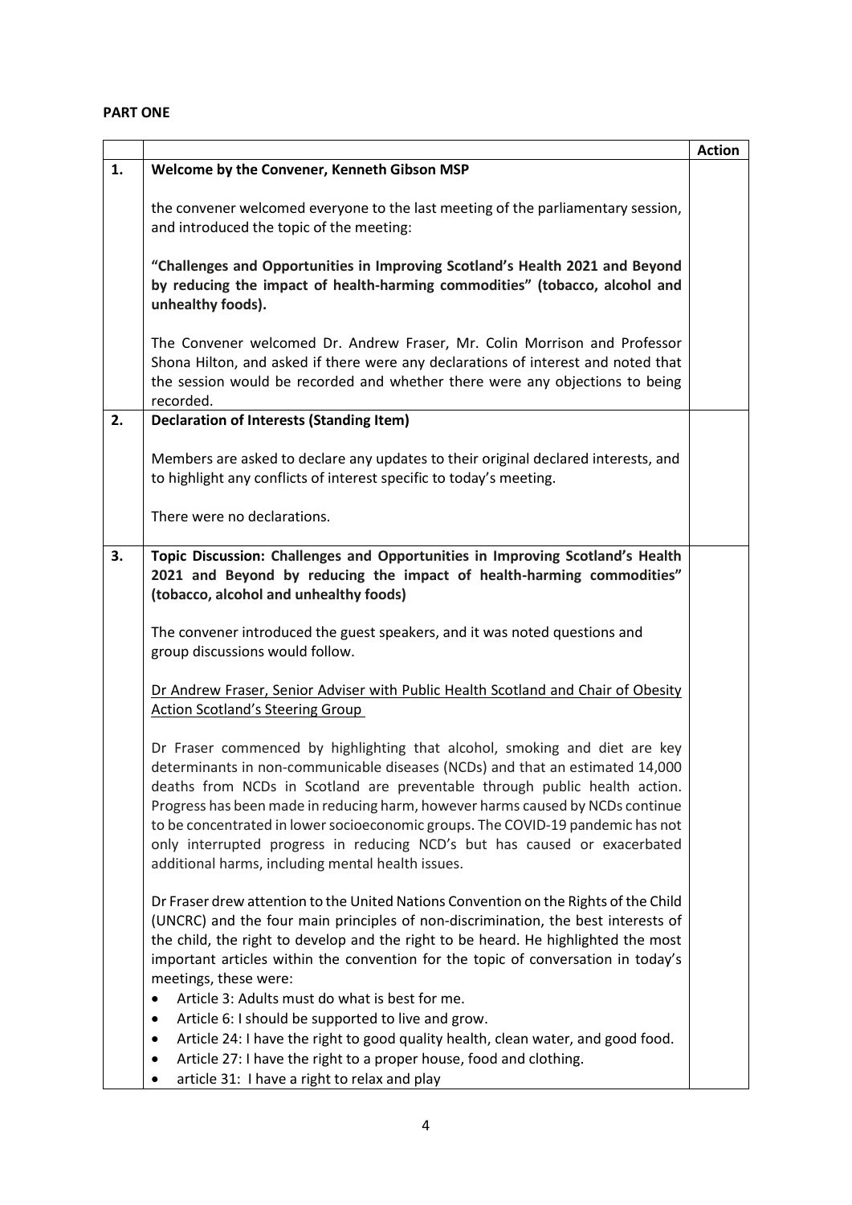**PART ONE**

| | | Action |
|---|---|---|
| **1.** | **Welcome by the Convener, Kenneth Gibson MSP**<br><br>the convener welcomed everyone to the last meeting of the parliamentary session, and introduced the topic of the meeting:<br><br>**"Challenges and Opportunities in Improving Scotland's Health 2021 and Beyond by reducing the impact of health-harming commodities" (tobacco, alcohol and unhealthy foods).**<br><br>The Convener welcomed Dr. Andrew Fraser, Mr. Colin Morrison and Professor Shona Hilton, and asked if there were any declarations of interest and noted that the session would be recorded and whether there were any objections to being recorded. | |
| **2.** | **Declaration of Interests (Standing Item)**<br><br>Members are asked to declare any updates to their original declared interests, and to highlight any conflicts of interest specific to today's meeting.<br><br>There were no declarations. | |
| **3.** | **Topic Discussion: Challenges and Opportunities in Improving Scotland's Health 2021 and Beyond by reducing the impact of health-harming commodities" (tobacco, alcohol and unhealthy foods)**<br><br>The convener introduced the guest speakers, and it was noted questions and group discussions would follow.<br><br><u>Dr Andrew Fraser, Senior Adviser with Public Health Scotland and Chair of Obesity Action Scotland's Steering Group</u><br><br>Dr Fraser commenced by highlighting that alcohol, smoking and diet are key determinants in non-communicable diseases (NCDs) and that an estimated 14,000 deaths from NCDs in Scotland are preventable through public health action. Progress has been made in reducing harm, however harms caused by NCDs continue to be concentrated in lower socioeconomic groups. The COVID-19 pandemic has not only interrupted progress in reducing NCD's but has caused or exacerbated additional harms, including mental health issues.<br><br>Dr Fraser drew attention to the United Nations Convention on the Rights of the Child (UNCRC) and the four main principles of non-discrimination, the best interests of the child, the right to develop and the right to be heard. He highlighted the most important articles within the convention for the topic of conversation in today's meetings, these were:<br>• Article 3: Adults must do what is best for me.<br>• Article 6: I should be supported to live and grow.<br>• Article 24: I have the right to good quality health, clean water, and good food.<br>• Article 27: I have the right to a proper house, food and clothing.<br>• article 31: I have a right to relax and play | |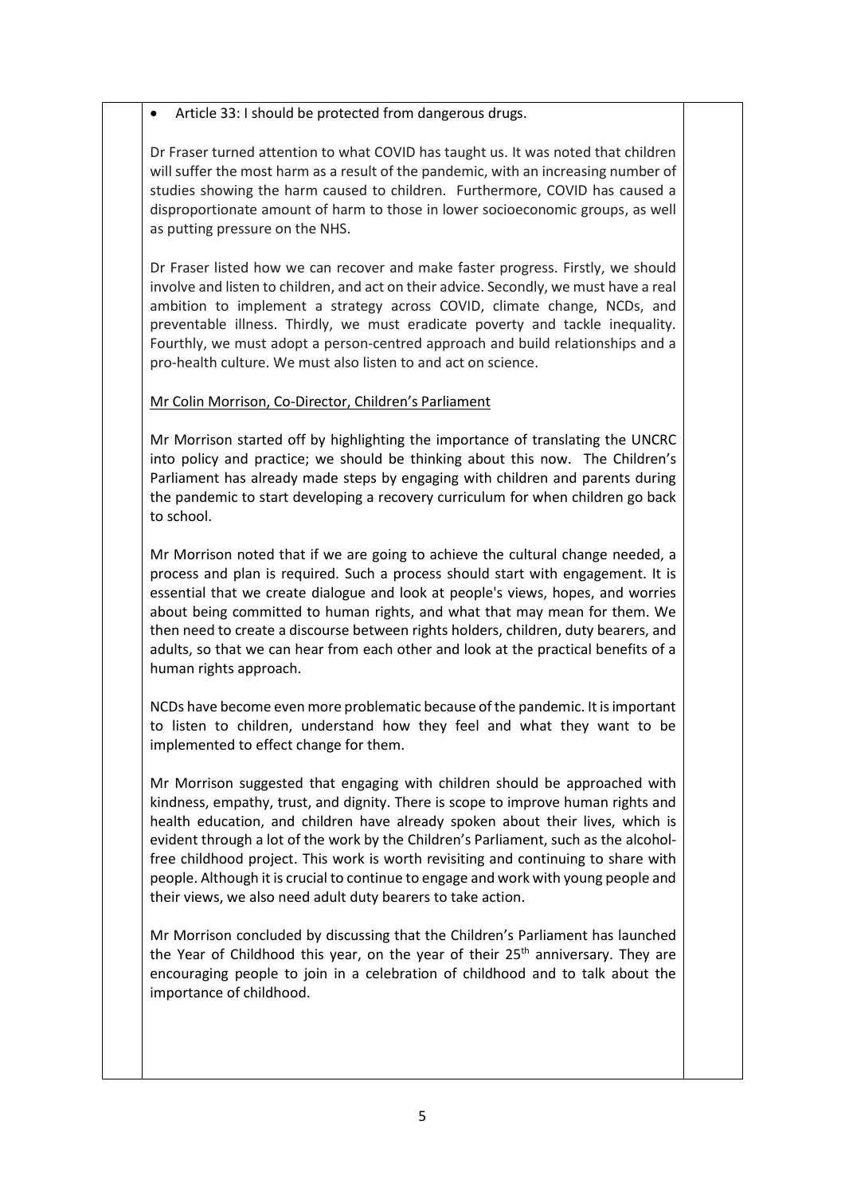- Article 33: I should be protected from dangerous drugs.

Dr Fraser turned attention to what COVID has taught us. It was noted that children will suffer the most harm as a result of the pandemic, with an increasing number of studies showing the harm caused to children. Furthermore, COVID has caused a disproportionate amount of harm to those in lower socioeconomic groups, as well as putting pressure on the NHS.

Dr Fraser listed how we can recover and make faster progress. Firstly, we should involve and listen to children, and act on their advice. Secondly, we must have a real ambition to implement a strategy across COVID, climate change, NCDs, and preventable illness. Thirdly, we must eradicate poverty and tackle inequality. Fourthly, we must adopt a person-centred approach and build relationships and a pro-health culture. We must also listen to and act on science.

Mr Colin Morrison, Co-Director, Children's Parliament

Mr Morrison started off by highlighting the importance of translating the UNCRC into policy and practice; we should be thinking about this now. The Children's Parliament has already made steps by engaging with children and parents during the pandemic to start developing a recovery curriculum for when children go back to school.

Mr Morrison noted that if we are going to achieve the cultural change needed, a process and plan is required. Such a process should start with engagement. It is essential that we create dialogue and look at people's views, hopes, and worries about being committed to human rights, and what that may mean for them. We then need to create a discourse between rights holders, children, duty bearers, and adults, so that we can hear from each other and look at the practical benefits of a human rights approach.

NCDs have become even more problematic because of the pandemic. It is important to listen to children, understand how they feel and what they want to be implemented to effect change for them.

Mr Morrison suggested that engaging with children should be approached with kindness, empathy, trust, and dignity. There is scope to improve human rights and health education, and children have already spoken about their lives, which is evident through a lot of the work by the Children's Parliament, such as the alcohol-free childhood project. This work is worth revisiting and continuing to share with people. Although it is crucial to continue to engage and work with young people and their views, we also need adult duty bearers to take action.

Mr Morrison concluded by discussing that the Children's Parliament has launched the Year of Childhood this year, on the year of their 25th anniversary. They are encouraging people to join in a celebration of childhood and to talk about the importance of childhood.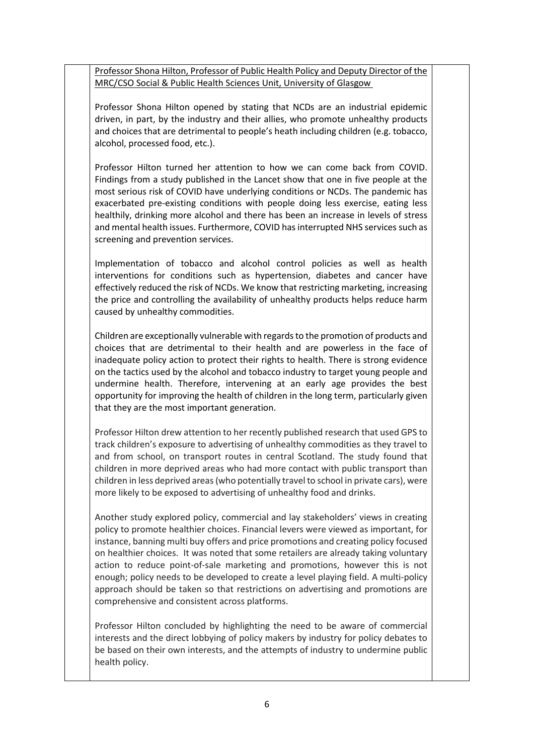Professor Shona Hilton, Professor of Public Health Policy and Deputy Director of the MRC/CSO Social & Public Health Sciences Unit, University of Glasgow

Professor Shona Hilton opened by stating that NCDs are an industrial epidemic driven, in part, by the industry and their allies, who promote unhealthy products and choices that are detrimental to people's heath including children (e.g. tobacco, alcohol, processed food, etc.).

Professor Hilton turned her attention to how we can come back from COVID. Findings from a study published in the Lancet show that one in five people at the most serious risk of COVID have underlying conditions or NCDs. The pandemic has exacerbated pre-existing conditions with people doing less exercise, eating less healthily, drinking more alcohol and there has been an increase in levels of stress and mental health issues. Furthermore, COVID has interrupted NHS services such as screening and prevention services.

Implementation of tobacco and alcohol control policies as well as health interventions for conditions such as hypertension, diabetes and cancer have effectively reduced the risk of NCDs. We know that restricting marketing, increasing the price and controlling the availability of unhealthy products helps reduce harm caused by unhealthy commodities.

Children are exceptionally vulnerable with regards to the promotion of products and choices that are detrimental to their health and are powerless in the face of inadequate policy action to protect their rights to health. There is strong evidence on the tactics used by the alcohol and tobacco industry to target young people and undermine health. Therefore, intervening at an early age provides the best opportunity for improving the health of children in the long term, particularly given that they are the most important generation.

Professor Hilton drew attention to her recently published research that used GPS to track children's exposure to advertising of unhealthy commodities as they travel to and from school, on transport routes in central Scotland. The study found that children in more deprived areas who had more contact with public transport than children in less deprived areas (who potentially travel to school in private cars), were more likely to be exposed to advertising of unhealthy food and drinks.

Another study explored policy, commercial and lay stakeholders' views in creating policy to promote healthier choices. Financial levers were viewed as important, for instance, banning multi buy offers and price promotions and creating policy focused on healthier choices. It was noted that some retailers are already taking voluntary action to reduce point-of-sale marketing and promotions, however this is not enough; policy needs to be developed to create a level playing field. A multi-policy approach should be taken so that restrictions on advertising and promotions are comprehensive and consistent across platforms.

Professor Hilton concluded by highlighting the need to be aware of commercial interests and the direct lobbying of policy makers by industry for policy debates to be based on their own interests, and the attempts of industry to undermine public health policy.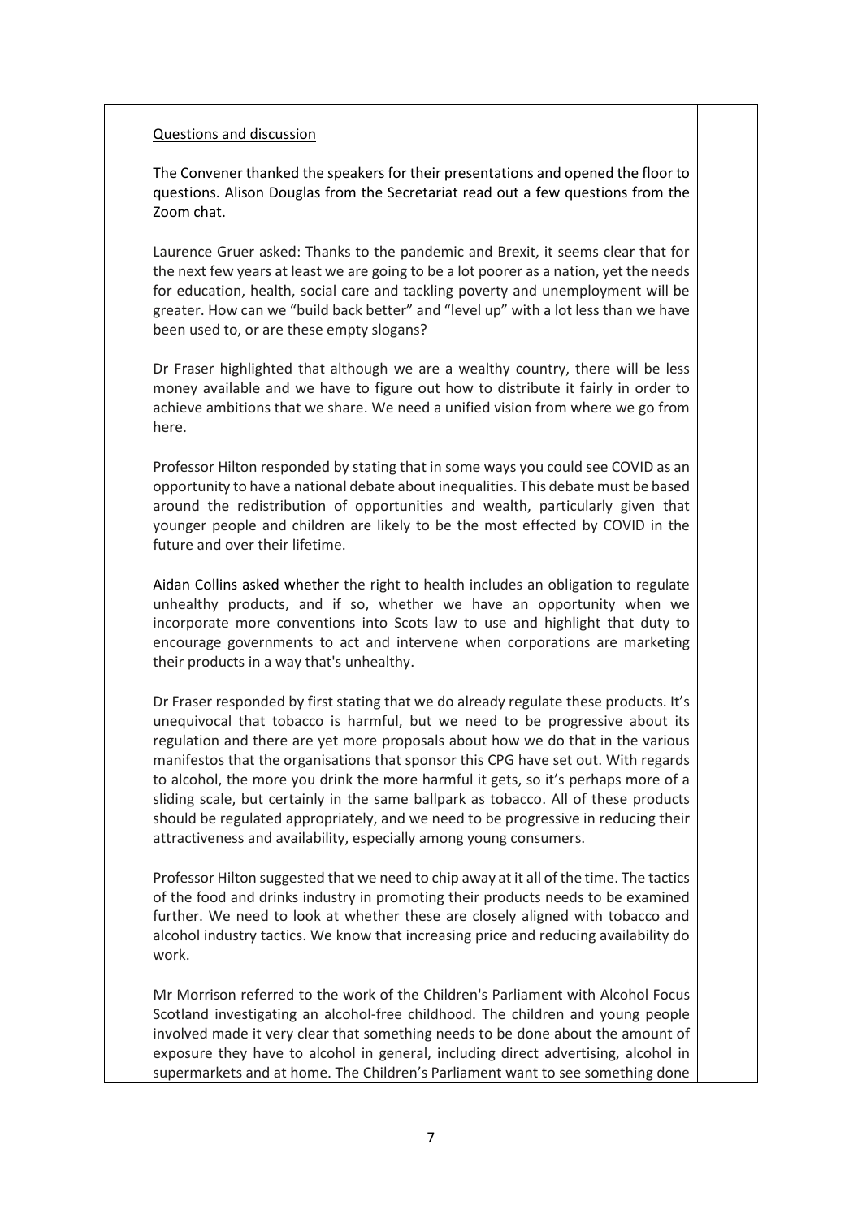Questions and discussion

The Convener thanked the speakers for their presentations and opened the floor to questions. Alison Douglas from the Secretariat read out a few questions from the Zoom chat.

Laurence Gruer asked: Thanks to the pandemic and Brexit, it seems clear that for the next few years at least we are going to be a lot poorer as a nation, yet the needs for education, health, social care and tackling poverty and unemployment will be greater. How can we "build back better" and "level up" with a lot less than we have been used to, or are these empty slogans?

Dr Fraser highlighted that although we are a wealthy country, there will be less money available and we have to figure out how to distribute it fairly in order to achieve ambitions that we share. We need a unified vision from where we go from here.

Professor Hilton responded by stating that in some ways you could see COVID as an opportunity to have a national debate about inequalities. This debate must be based around the redistribution of opportunities and wealth, particularly given that younger people and children are likely to be the most effected by COVID in the future and over their lifetime.

Aidan Collins asked whether the right to health includes an obligation to regulate unhealthy products, and if so, whether we have an opportunity when we incorporate more conventions into Scots law to use and highlight that duty to encourage governments to act and intervene when corporations are marketing their products in a way that's unhealthy.

Dr Fraser responded by first stating that we do already regulate these products. It's unequivocal that tobacco is harmful, but we need to be progressive about its regulation and there are yet more proposals about how we do that in the various manifestos that the organisations that sponsor this CPG have set out. With regards to alcohol, the more you drink the more harmful it gets, so it's perhaps more of a sliding scale, but certainly in the same ballpark as tobacco. All of these products should be regulated appropriately, and we need to be progressive in reducing their attractiveness and availability, especially among young consumers.

Professor Hilton suggested that we need to chip away at it all of the time. The tactics of the food and drinks industry in promoting their products needs to be examined further. We need to look at whether these are closely aligned with tobacco and alcohol industry tactics. We know that increasing price and reducing availability do work.

Mr Morrison referred to the work of the Children's Parliament with Alcohol Focus Scotland investigating an alcohol-free childhood. The children and young people involved made it very clear that something needs to be done about the amount of exposure they have to alcohol in general, including direct advertising, alcohol in supermarkets and at home. The Children's Parliament want to see something done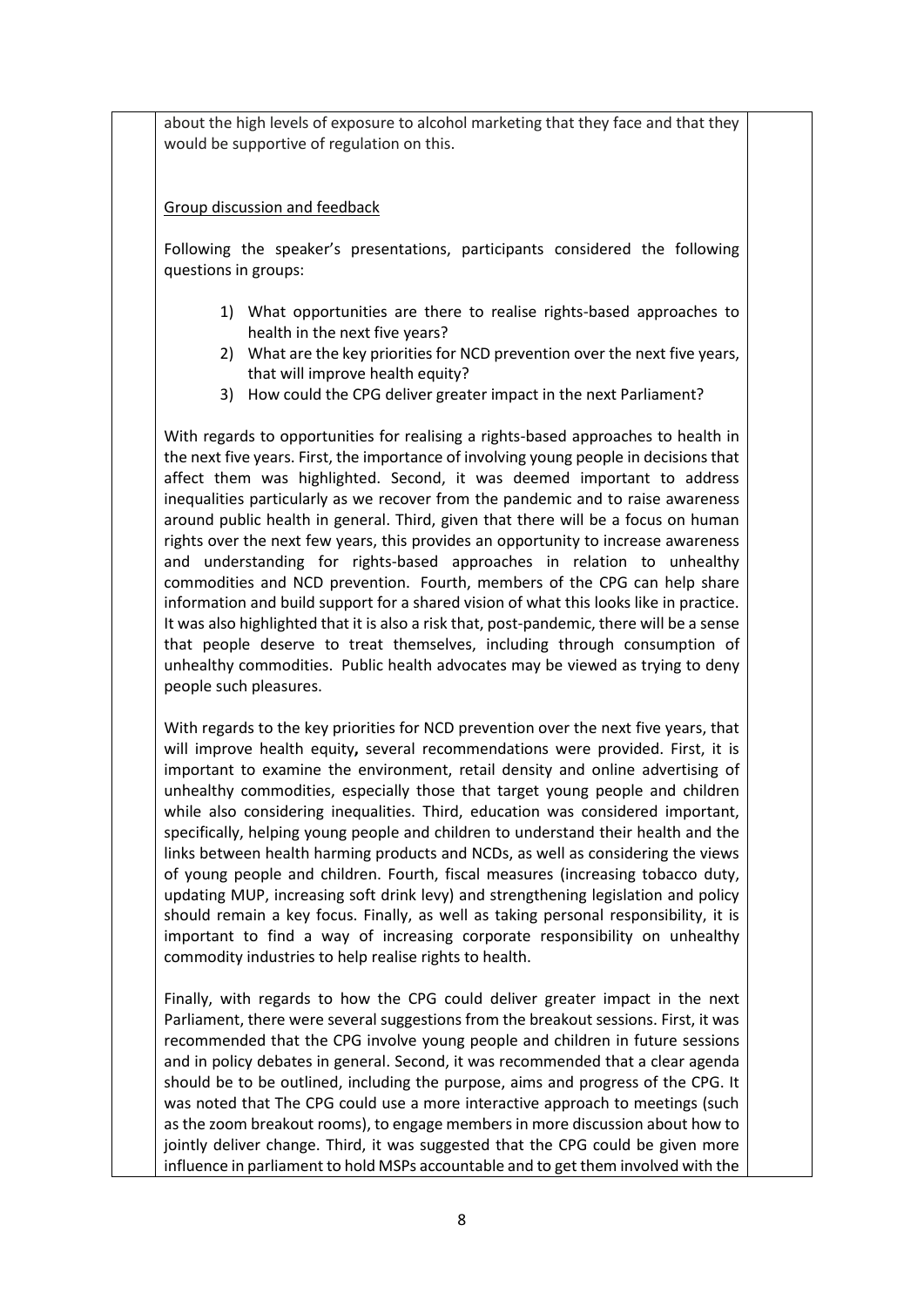about the high levels of exposure to alcohol marketing that they face and that they would be supportive of regulation on this.

Group discussion and feedback

Following the speaker's presentations, participants considered the following questions in groups:

1) What opportunities are there to realise rights-based approaches to health in the next five years?
2) What are the key priorities for NCD prevention over the next five years, that will improve health equity?
3) How could the CPG deliver greater impact in the next Parliament?

With regards to opportunities for realising a rights-based approaches to health in the next five years. First, the importance of involving young people in decisions that affect them was highlighted. Second, it was deemed important to address inequalities particularly as we recover from the pandemic and to raise awareness around public health in general. Third, given that there will be a focus on human rights over the next few years, this provides an opportunity to increase awareness and understanding for rights-based approaches in relation to unhealthy commodities and NCD prevention. Fourth, members of the CPG can help share information and build support for a shared vision of what this looks like in practice. It was also highlighted that it is also a risk that, post-pandemic, there will be a sense that people deserve to treat themselves, including through consumption of unhealthy commodities. Public health advocates may be viewed as trying to deny people such pleasures.

With regards to the key priorities for NCD prevention over the next five years, that will improve health equity**,** several recommendations were provided. First, it is important to examine the environment, retail density and online advertising of unhealthy commodities, especially those that target young people and children while also considering inequalities. Third, education was considered important, specifically, helping young people and children to understand their health and the links between health harming products and NCDs, as well as considering the views of young people and children. Fourth, fiscal measures (increasing tobacco duty, updating MUP, increasing soft drink levy) and strengthening legislation and policy should remain a key focus. Finally, as well as taking personal responsibility, it is important to find a way of increasing corporate responsibility on unhealthy commodity industries to help realise rights to health.

Finally, with regards to how the CPG could deliver greater impact in the next Parliament, there were several suggestions from the breakout sessions. First, it was recommended that the CPG involve young people and children in future sessions and in policy debates in general. Second, it was recommended that a clear agenda should be to be outlined, including the purpose, aims and progress of the CPG. It was noted that The CPG could use a more interactive approach to meetings (such as the zoom breakout rooms), to engage members in more discussion about how to jointly deliver change. Third, it was suggested that the CPG could be given more influence in parliament to hold MSPs accountable and to get them involved with the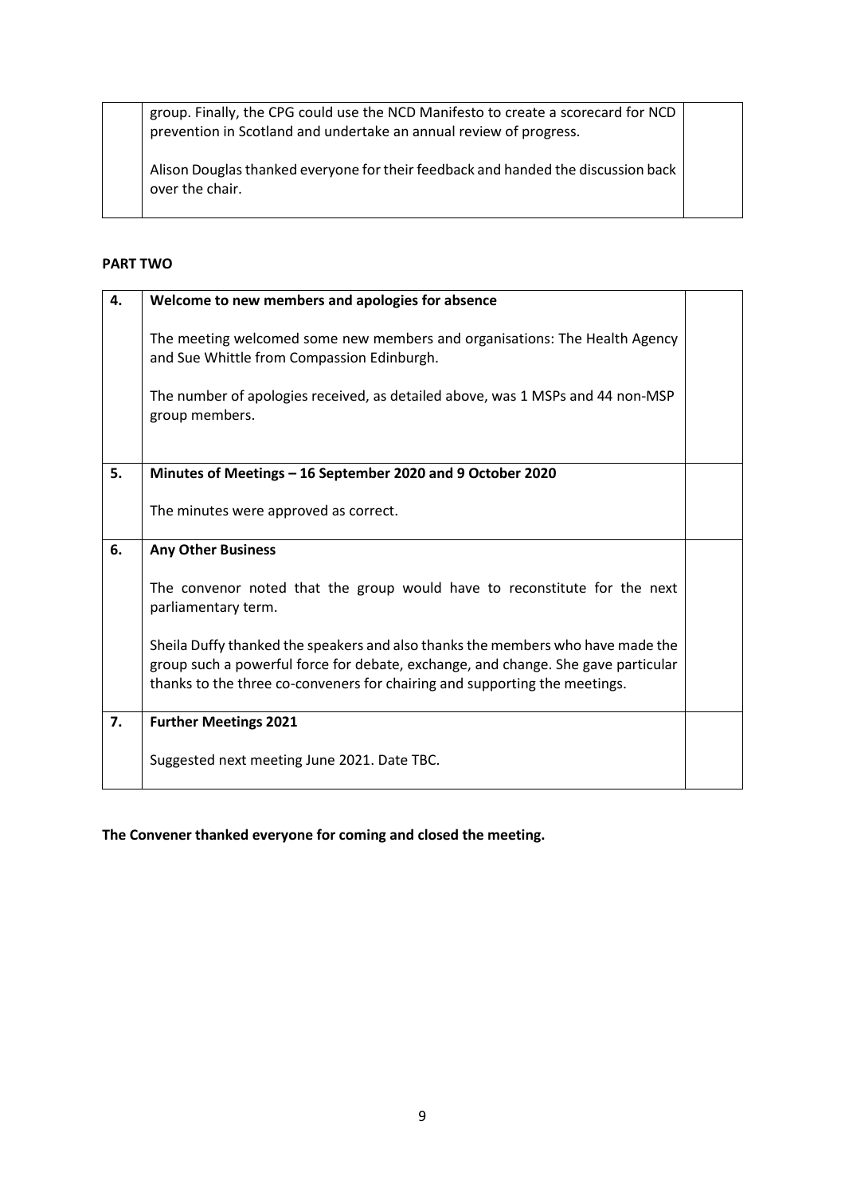| | | |
|---|---|---|
| | group. Finally, the CPG could use the NCD Manifesto to create a scorecard for NCD prevention in Scotland and undertake an annual review of progress.<br><br>Alison Douglas thanked everyone for their feedback and handed the discussion back over the chair. | |

**PART TWO**

| | | |
|---|---|---|
| **4.** | **Welcome to new members and apologies for absence**<br><br>The meeting welcomed some new members and organisations: The Health Agency and Sue Whittle from Compassion Edinburgh.<br><br>The number of apologies received, as detailed above, was 1 MSPs and 44 non-MSP group members. | |
| **5.** | **Minutes of Meetings – 16 September 2020 and 9 October 2020**<br><br>The minutes were approved as correct. | |
| **6.** | **Any Other Business**<br><br>The convenor noted that the group would have to reconstitute for the next parliamentary term.<br><br>Sheila Duffy thanked the speakers and also thanks the members who have made the group such a powerful force for debate, exchange, and change. She gave particular thanks to the three co-conveners for chairing and supporting the meetings. | |
| **7.** | **Further Meetings 2021**<br><br>Suggested next meeting June 2021. Date TBC. | |

**The Convener thanked everyone for coming and closed the meeting.**